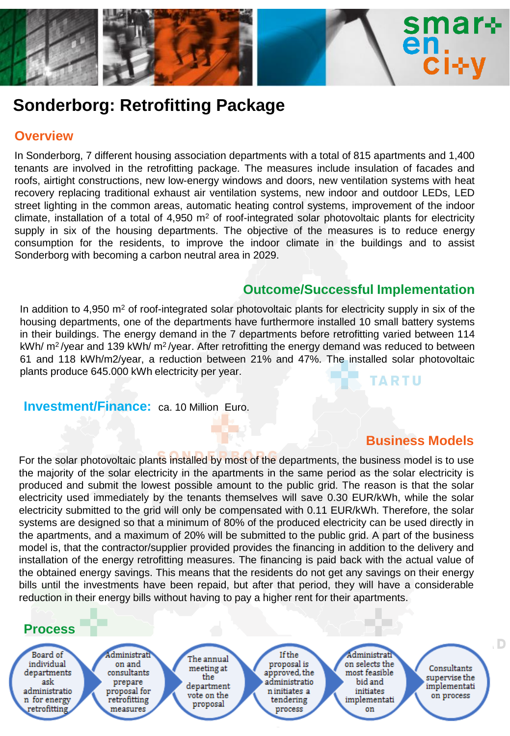# Sonderborg: Retrofitting Package

## Overview

In Sonderborg, 7 different housing association departments with a total of 815 apartments and 1,400 tenants are involved in the retrofitting package. The measures include insulation of facades and roofs, airtight constructions, new low-energy windows and doors, new ventilation systems with heat recovery replacing traditional exhaust air ventilation systems, new indoor and outdoor LEDs, LED street lighting in the common areas, automatic heating control systems, improvement of the indoor climate, installation of a total of 4,950 $m^2$ of roof-integrated solar photovoltaic plants for electricity supply in six of the housing departments. The objective of the measures is to reduce energy consumption for the residents, to improve the indoor climate in the buildings and to assist Sonderborg with becoming a carbon neutral area in 2029.

## Outcome/Successful Implementation

In addition to 4,950 $m^2$ of roof-integrated solar photovoltaic plants for electricity supply in six of the housing departments, one of the departments have furthermore installed 10 small battery systems in their buildings. The energy demand in the 7 departments before retrofitting varied between 114 kWh/ $m^2$ /year and 139 kWh/ $m^2$ /year. After retrofitting the energy demand was reduced to between 61 and 118 kWh/m2/year, a reduction between 21% and 47%. The installed solar photovoltaic plants produce 645.000 kWh electricity per year.

## Investment/Finance:

ca. 10 Million Euro.

## Business Models

For the solar photovoltaic plants installed by most of the departments, the business model is to use the majority of the solar electricity in the apartments in the same period as the solar electricity is produced and submit the lowest possible amount to the public grid. The reason is that the solar electricity used immediately by the tenants themselves will save 0.30 EUR/kWh, while the solar electricity submitted to the grid will only be compensated with 0.11 EUR/kWh. Therefore, the solar systems are designed so that a minimum of 80% of the produced electricity can be used directly in the apartments, and a maximum of 20% will be submitted to the public grid. A part of the business model is, that the contractor/supplier provided provides the financing in addition to the delivery and installation of the energy retrofitting measures. The financing is paid back with the actual value of the obtained energy savings. This means that the residents do not get any savings on their energy bills until the investments have been repaid, but after that period, they will have a considerable reduction in their energy bills without having to pay a higher rent for their apartments.

## Process

1. Board of individual departments ask administration for energy retrofitting
2. Administration and consultants prepare proposal for retrofitting measures
3. The annual meeting at the department vote on the proposal
4. If the proposal is approved, the administration initiates a tendering process
5. Administration selects the most feasible bid and initiates implementation
6. Consultants supervise the implementation process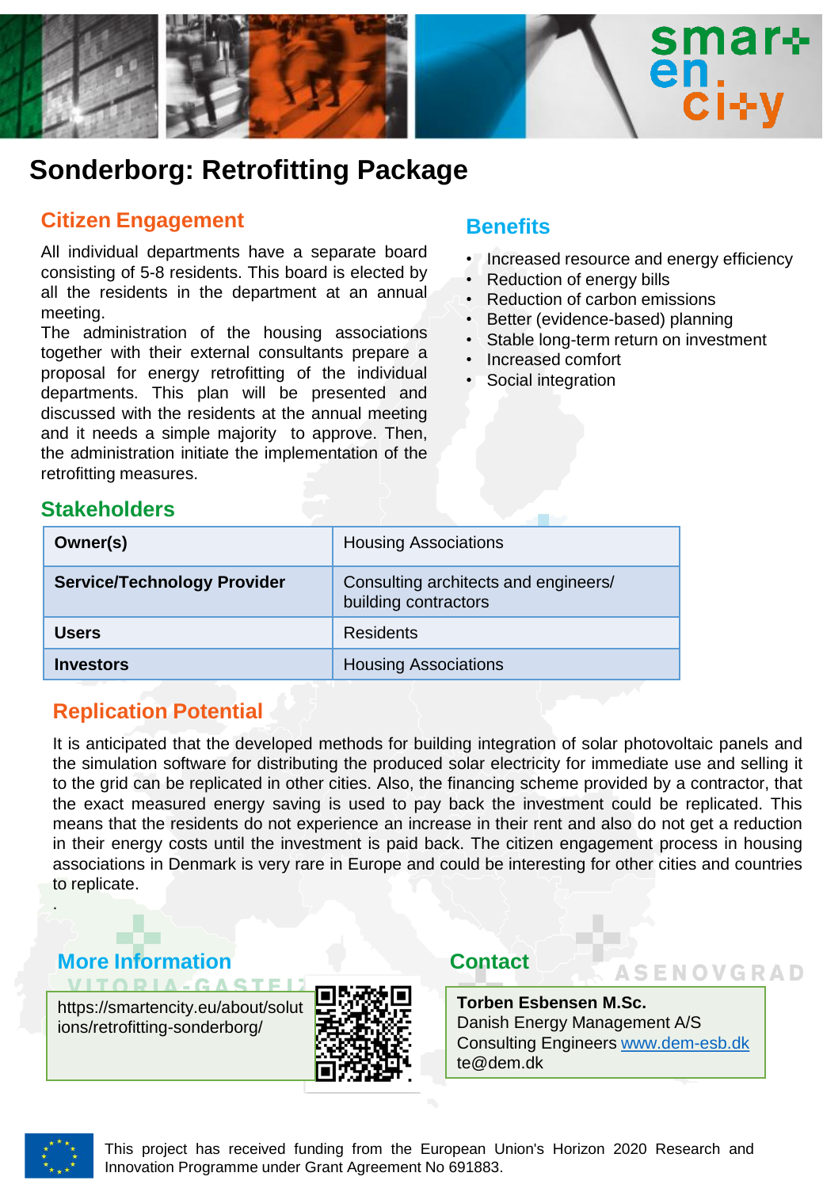# Sonderborg: Retrofitting Package

## Citizen Engagement

All individual departments have a separate board consisting of 5-8 residents. This board is elected by all the residents in the department at an annual meeting.

The administration of the housing associations together with their external consultants prepare a proposal for energy retrofitting of the individual departments. This plan will be presented and discussed with the residents at the annual meeting and it needs a simple majority to approve. Then, the administration initiate the implementation of the retrofitting measures.

## Benefits

- Increased resource and energy efficiency
- Reduction of energy bills
- Reduction of carbon emissions
- Better (evidence-based) planning
- Stable long-term return on investment
- Increased comfort
- Social integration

## Stakeholders

| | |
|---|---|
| **Owner(s)** | Housing Associations |
| **Service/Technology Provider** | Consulting architects and engineers/ building contractors |
| **Users** | Residents |
| **Investors** | Housing Associations |

## Replication Potential

It is anticipated that the developed methods for building integration of solar photovoltaic panels and the simulation software for distributing the produced solar electricity for immediate use and selling it to the grid can be replicated in other cities. Also, the financing scheme provided by a contractor, that the exact measured energy saving is used to pay back the investment could be replicated. This means that the residents do not experience an increase in their rent and also do not get a reduction in their energy costs until the investment is paid back. The citizen engagement process in housing associations in Denmark is very rare in Europe and could be interesting for other cities and countries to replicate.

.

## More Information

https://smartencity.eu/about/solutions/retrofitting-sonderborg/

## Contact

**Torben Esbensen M.Sc.**
Danish Energy Management A/S
Consulting Engineers www.dem-esb.dk
te@dem.dk

This project has received funding from the European Union's Horizon 2020 Research and Innovation Programme under Grant Agreement No 691883.